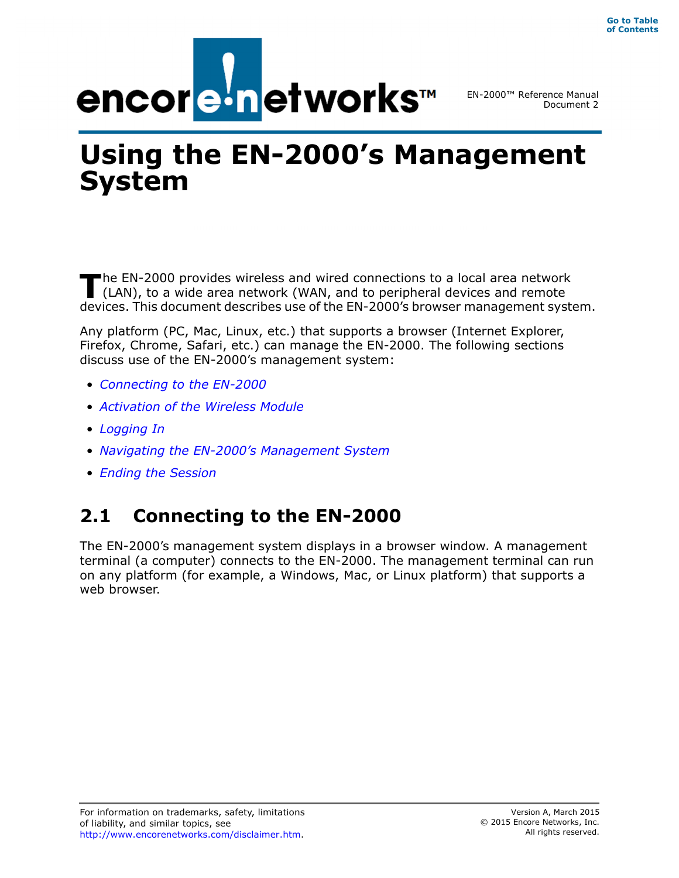EN-2000™ Reference Manual
Document 2

# Using the EN-2000’s Management System

The EN-2000 provides wireless and wired connections to a local area network (LAN), to a wide area network (WAN, and to peripheral devices and remote devices. This document describes use of the EN-2000’s browser management system.

Any platform (PC, Mac, Linux, etc.) that supports a browser (Internet Explorer, Firefox, Chrome, Safari, etc.) can manage the EN-2000. The following sections discuss use of the EN-2000’s management system:

- *Connecting to the EN-2000*
- *Activation of the Wireless Module*
- *Logging In*
- *Navigating the EN-2000’s Management System*
- *Ending the Session*

## 2.1 Connecting to the EN-2000

The EN-2000’s management system displays in a browser window. A management terminal (a computer) connects to the EN-2000. The management terminal can run on any platform (for example, a Windows, Mac, or Linux platform) that supports a web browser.

For information on trademarks, safety, limitations of liability, and similar topics, see http://www.encorenetworks.com/disclaimer.htm.

Version A, March 2015
© 2015 Encore Networks, Inc.
All rights reserved.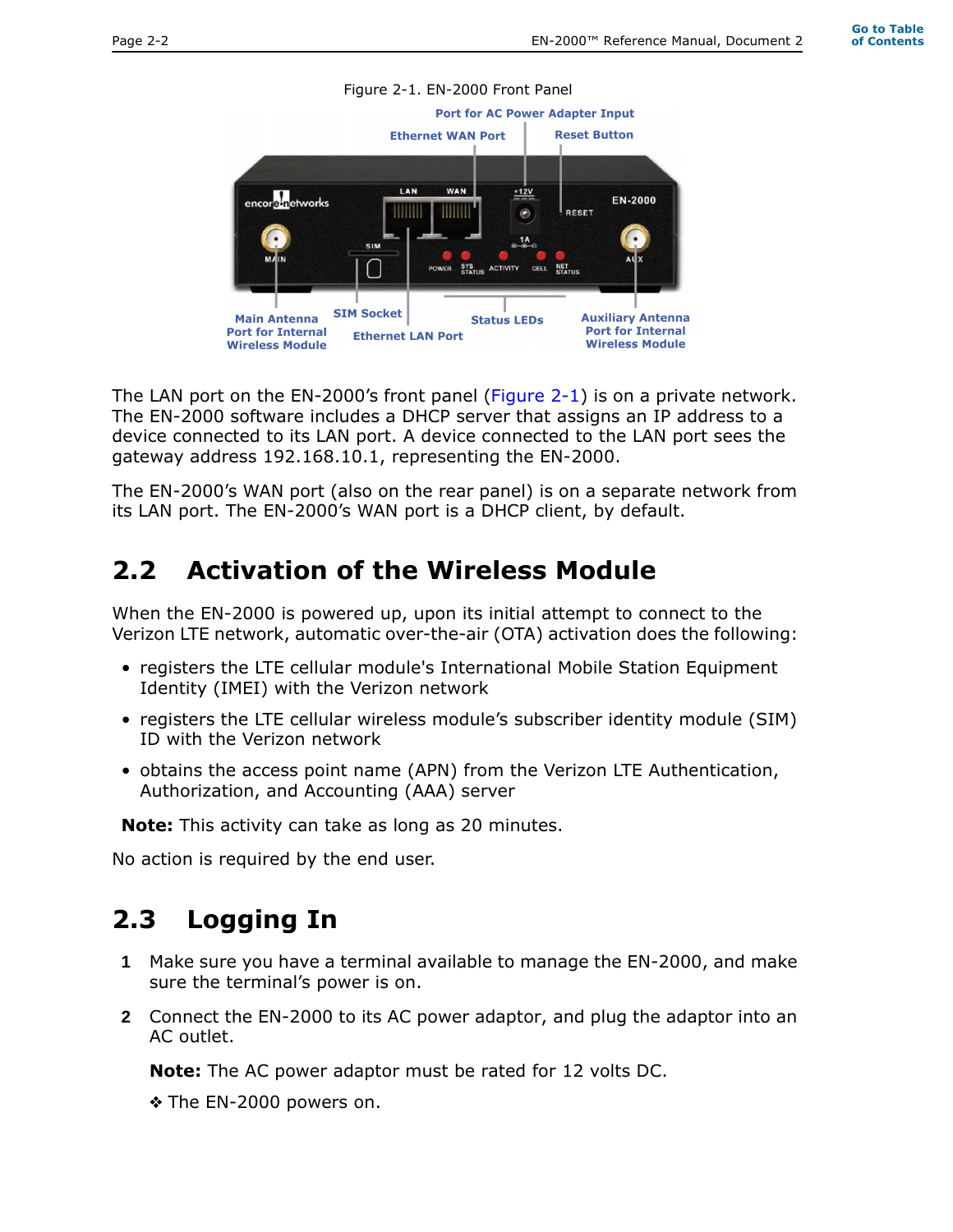Figure 2-1. EN-2000 Front Panel

The LAN port on the EN-2000's front panel (Figure 2-1) is on a private network. The EN-2000 software includes a DHCP server that assigns an IP address to a device connected to its LAN port. A device connected to the LAN port sees the gateway address 192.168.10.1, representing the EN-2000.

The EN-2000's WAN port (also on the rear panel) is on a separate network from its LAN port. The EN-2000's WAN port is a DHCP client, by default.

## 2.2 Activation of the Wireless Module

When the EN-2000 is powered up, upon its initial attempt to connect to the Verizon LTE network, automatic over-the-air (OTA) activation does the following:

- registers the LTE cellular module's International Mobile Station Equipment Identity (IMEI) with the Verizon network
- registers the LTE cellular wireless module's subscriber identity module (SIM) ID with the Verizon network
- obtains the access point name (APN) from the Verizon LTE Authentication, Authorization, and Accounting (AAA) server

**Note:** This activity can take as long as 20 minutes.

No action is required by the end user.

## 2.3 Logging In

1. Make sure you have a terminal available to manage the EN-2000, and make sure the terminal's power is on.
2. Connect the EN-2000 to its AC power adaptor, and plug the adaptor into an AC outlet.

   **Note:** The AC power adaptor must be rated for 12 volts DC.

   ❖ The EN-2000 powers on.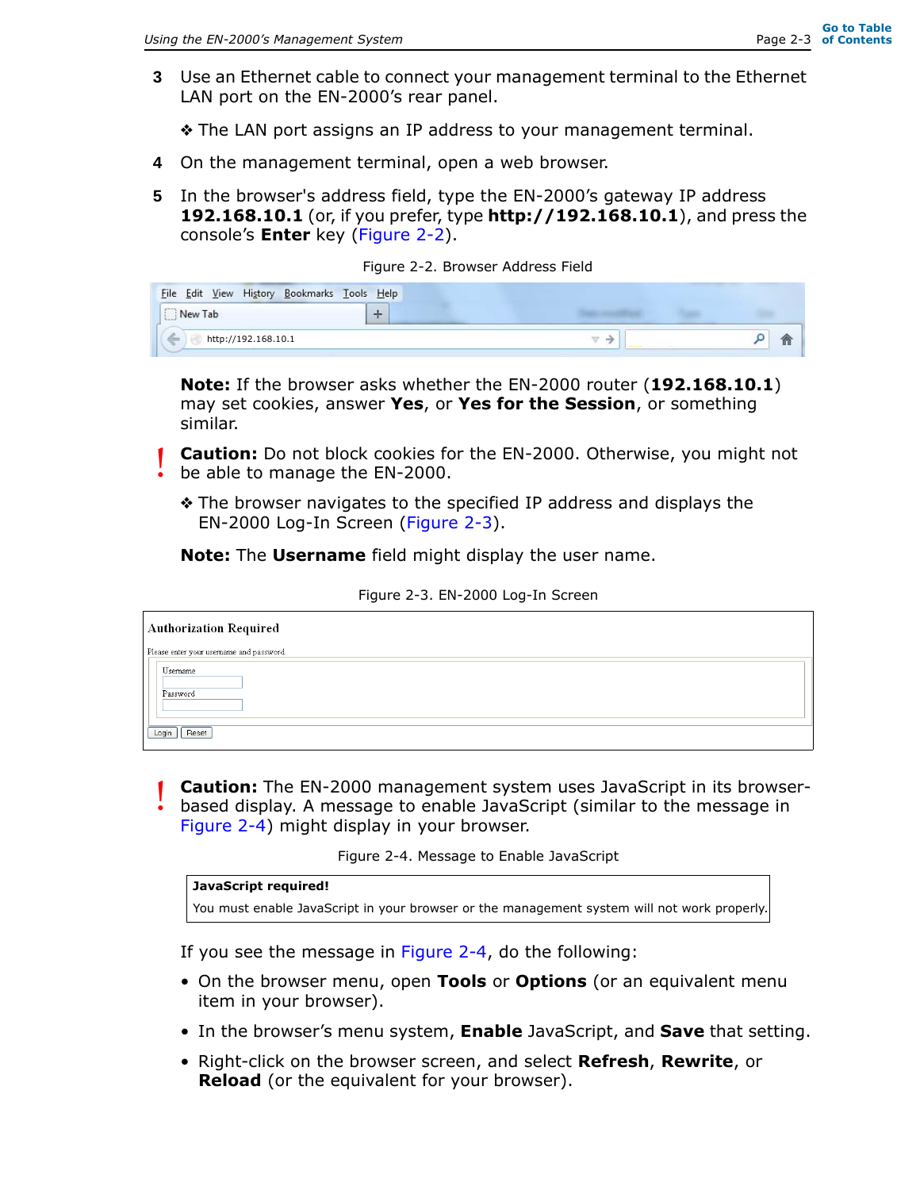3 Use an Ethernet cable to connect your management terminal to the Ethernet LAN port on the EN-2000's rear panel.

❖ The LAN port assigns an IP address to your management terminal.

4 On the management terminal, open a web browser.

5 In the browser's address field, type the EN-2000's gateway IP address **192.168.10.1** (or, if you prefer, type **http://192.168.10.1**), and press the console's **Enter** key (Figure 2-2).

Figure 2-2. Browser Address Field

**Note:** If the browser asks whether the EN-2000 router (**192.168.10.1**) may set cookies, answer **Yes**, or **Yes for the Session**, or something similar.

**!** **Caution:** Do not block cookies for the EN-2000. Otherwise, you might not be able to manage the EN-2000.

❖ The browser navigates to the specified IP address and displays the EN-2000 Log-In Screen (Figure 2-3).

**Note:** The **Username** field might display the user name.

Figure 2-3. EN-2000 Log-In Screen

**!** **Caution:** The EN-2000 management system uses JavaScript in its browser-based display. A message to enable JavaScript (similar to the message in Figure 2-4) might display in your browser.

Figure 2-4. Message to Enable JavaScript

| **JavaScript required!** |
|---|
| You must enable JavaScript in your browser or the management system will not work properly. |

If you see the message in Figure 2-4, do the following:

- On the browser menu, open **Tools** or **Options** (or an equivalent menu item in your browser).
- In the browser's menu system, **Enable** JavaScript, and **Save** that setting.
- Right-click on the browser screen, and select **Refresh**, **Rewrite**, or **Reload** (or the equivalent for your browser).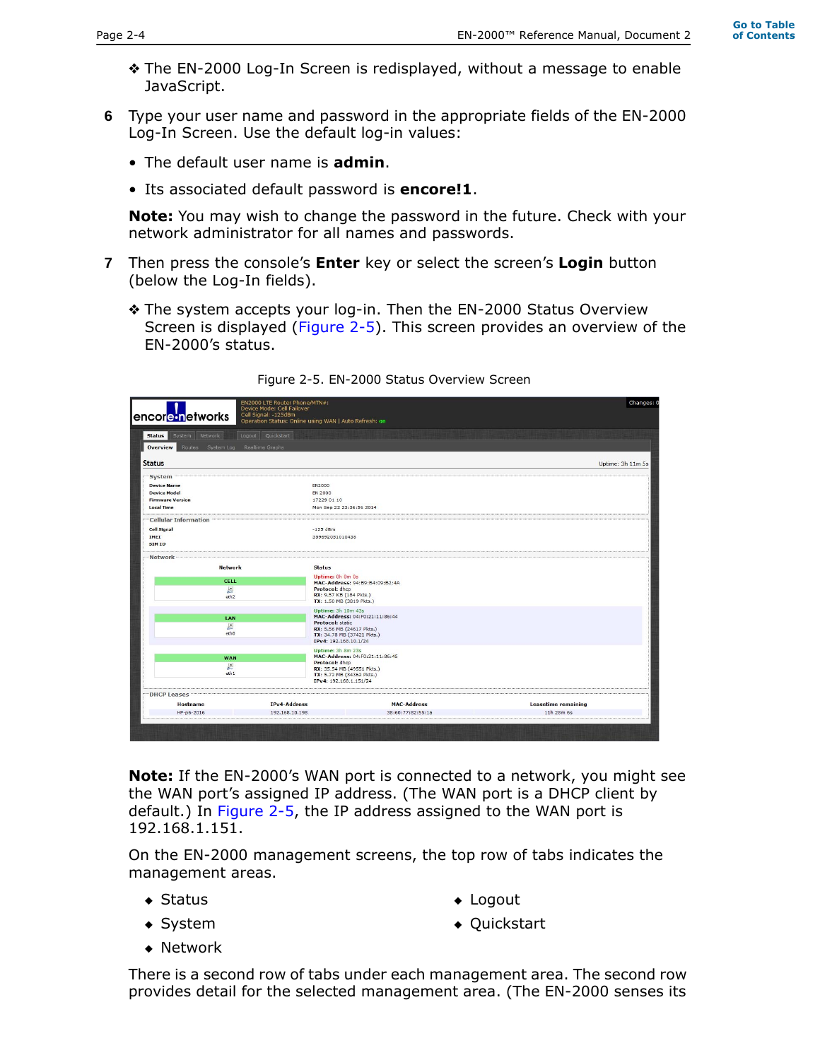❖ The EN-2000 Log-In Screen is redisplayed, without a message to enable JavaScript.

**6** Type your user name and password in the appropriate fields of the EN-2000 Log-In Screen. Use the default log-in values:

- The default user name is **admin**.
- Its associated default password is **encore!1**.

**Note:** You may wish to change the password in the future. Check with your network administrator for all names and passwords.

**7** Then press the console's **Enter** key or select the screen's **Login** button (below the Log-In fields).

❖ The system accepts your log-in. Then the EN-2000 Status Overview Screen is displayed (Figure 2-5). This screen provides an overview of the EN-2000's status.

Figure 2-5. EN-2000 Status Overview Screen

**Note:** If the EN-2000's WAN port is connected to a network, you might see the WAN port's assigned IP address. (The WAN port is a DHCP client by default.) In Figure 2-5, the IP address assigned to the WAN port is 192.168.1.151.

On the EN-2000 management screens, the top row of tabs indicates the management areas.

- Status
- System
- Network
- Logout
- Quickstart

There is a second row of tabs under each management area. The second row provides detail for the selected management area. (The EN-2000 senses its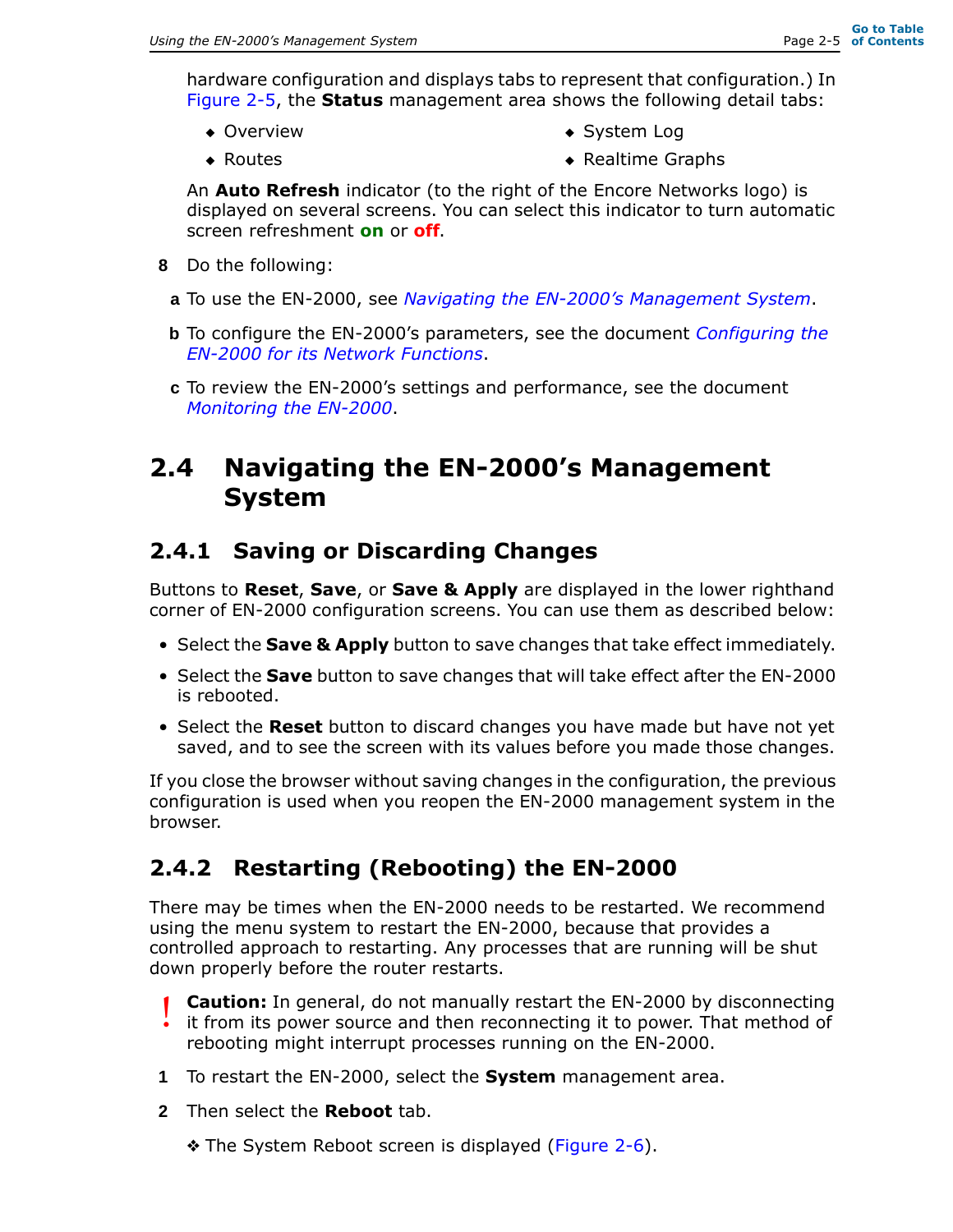hardware configuration and displays tabs to represent that configuration.) In Figure 2-5, the **Status** management area shows the following detail tabs:

- Overview
- Routes
- System Log
- Realtime Graphs

An **Auto Refresh** indicator (to the right of the Encore Networks logo) is displayed on several screens. You can select this indicator to turn automatic screen refreshment **on** or **off**.

**8** Do the following:

**a** To use the EN-2000, see *Navigating the EN-2000's Management System*.

**b** To configure the EN-2000's parameters, see the document *Configuring the EN-2000 for its Network Functions*.

**c** To review the EN-2000's settings and performance, see the document *Monitoring the EN-2000*.

# 2.4 Navigating the EN-2000's Management System

## 2.4.1 Saving or Discarding Changes

Buttons to **Reset**, **Save**, or **Save & Apply** are displayed in the lower righthand corner of EN-2000 configuration screens. You can use them as described below:

- Select the **Save & Apply** button to save changes that take effect immediately.
- Select the **Save** button to save changes that will take effect after the EN-2000 is rebooted.
- Select the **Reset** button to discard changes you have made but have not yet saved, and to see the screen with its values before you made those changes.

If you close the browser without saving changes in the configuration, the previous configuration is used when you reopen the EN-2000 management system in the browser.

## 2.4.2 Restarting (Rebooting) the EN-2000

There may be times when the EN-2000 needs to be restarted. We recommend using the menu system to restart the EN-2000, because that provides a controlled approach to restarting. Any processes that are running will be shut down properly before the router restarts.

**!** **Caution:** In general, do not manually restart the EN-2000 by disconnecting it from its power source and then reconnecting it to power. That method of rebooting might interrupt processes running on the EN-2000.

**1** To restart the EN-2000, select the **System** management area.

**2** Then select the **Reboot** tab.

❖ The System Reboot screen is displayed (Figure 2-6).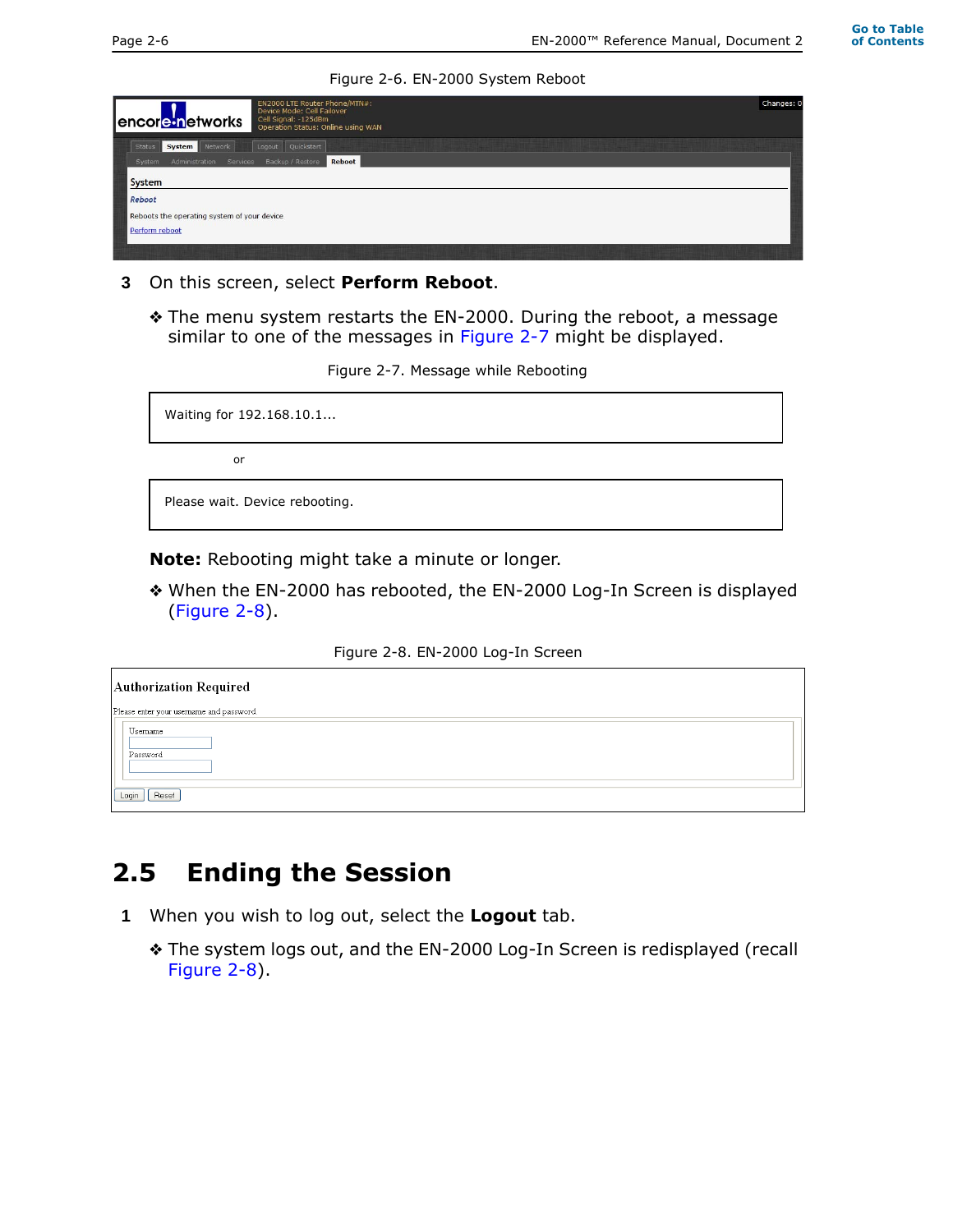Figure 2-6. EN-2000 System Reboot

3 On this screen, select **Perform Reboot**.

❖ The menu system restarts the EN-2000. During the reboot, a message similar to one of the messages in Figure 2-7 might be displayed.

Figure 2-7. Message while Rebooting

```
Waiting for 192.168.10.1...
```

or

```
Please wait. Device rebooting.
```

**Note:** Rebooting might take a minute or longer.

❖ When the EN-2000 has rebooted, the EN-2000 Log-In Screen is displayed (Figure 2-8).

Figure 2-8. EN-2000 Log-In Screen

## 2.5 Ending the Session

1 When you wish to log out, select the **Logout** tab.

❖ The system logs out, and the EN-2000 Log-In Screen is redisplayed (recall Figure 2-8).